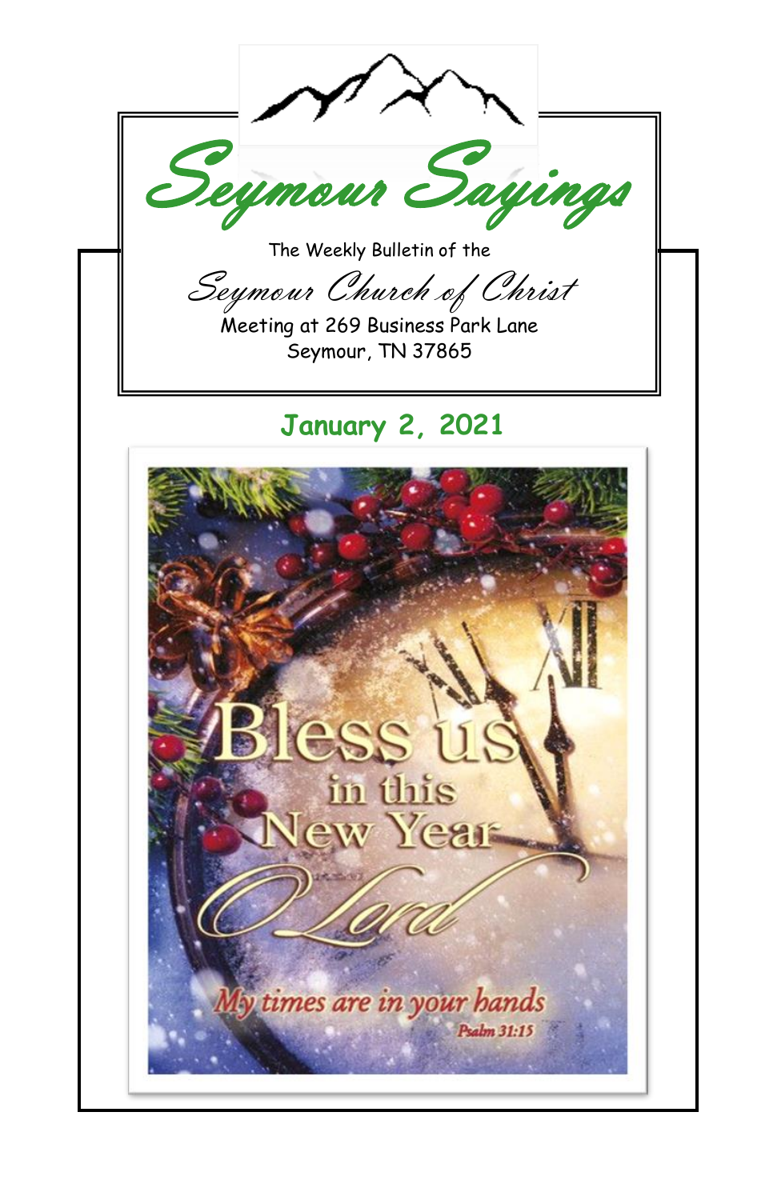# Seymour Sayings

The Weekly Bulletin of the

*Seymour Church of Christ*

Meeting at 269 Business Park Lane
Seymour, TN 37865

## January 2, 2021

Bless us in this New Year O Lord

*My times are in your hands*
*Psalm 31:15*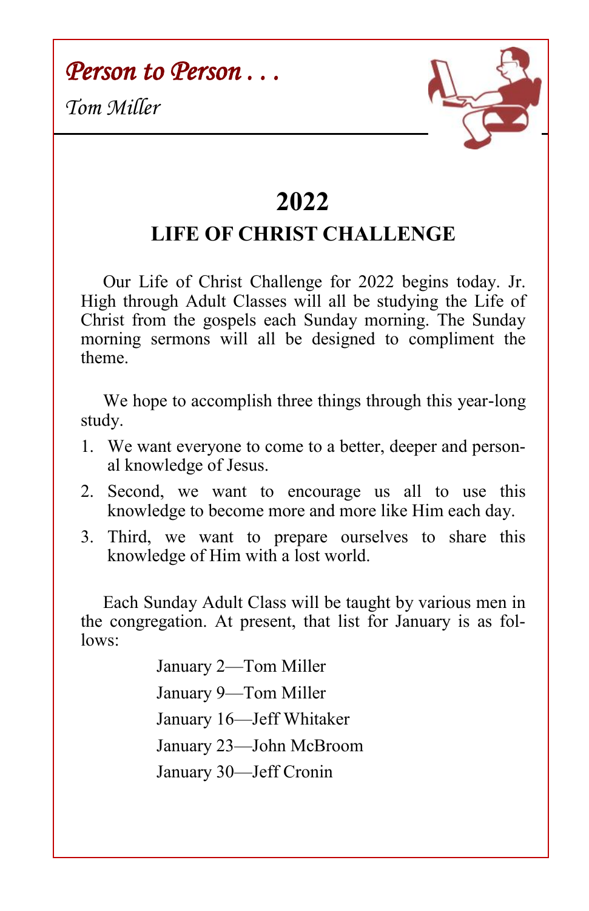*Person to Person . . .*

*Tom Miller*

# 2022

## LIFE OF CHRIST CHALLENGE

Our Life of Christ Challenge for 2022 begins today. Jr. High through Adult Classes will all be studying the Life of Christ from the gospels each Sunday morning. The Sunday morning sermons will all be designed to compliment the theme.

We hope to accomplish three things through this year-long study.

1. We want everyone to come to a better, deeper and personal knowledge of Jesus.
2. Second, we want to encourage us all to use this knowledge to become more and more like Him each day.
3. Third, we want to prepare ourselves to share this knowledge of Him with a lost world.

Each Sunday Adult Class will be taught by various men in the congregation. At present, that list for January is as follows:

January 2—Tom Miller

January 9—Tom Miller

January 16—Jeff Whitaker

January 23—John McBroom

January 30—Jeff Cronin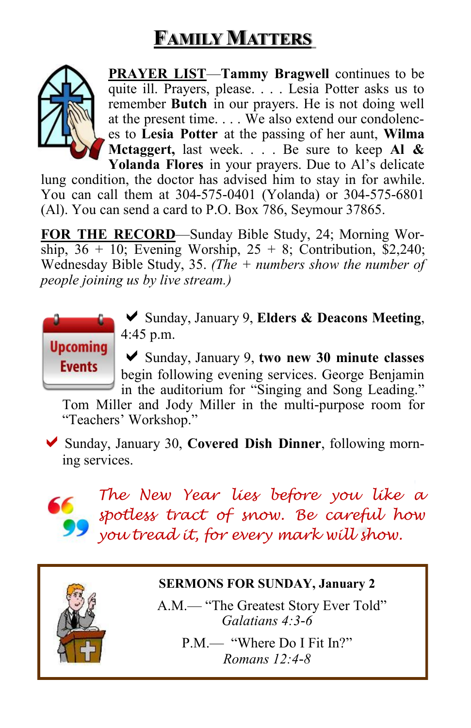# FAMILY MATTERS

**PRAYER LIST**—**Tammy Bragwell** continues to be quite ill. Prayers, please. . . . Lesia Potter asks us to remember **Butch** in our prayers. He is not doing well at the present time. . . . We also extend our condolences to **Lesia Potter** at the passing of her aunt, **Wilma Mctaggert,** last week. . . . Be sure to keep **Al & Yolanda Flores** in your prayers. Due to Al's delicate lung condition, the doctor has advised him to stay in for awhile. You can call them at 304-575-0401 (Yolanda) or 304-575-6801 (Al). You can send a card to P.O. Box 786, Seymour 37865.

**FOR THE RECORD**—Sunday Bible Study, 24; Morning Worship, 36 + 10; Evening Worship, 25 + 8; Contribution, $2,240; Wednesday Bible Study, 35. *(The + numbers show the number of people joining us by live stream.)*

**Upcoming Events**

- ✔ Sunday, January 9, **Elders & Deacons Meeting**, 4:45 p.m.
- ✔ Sunday, January 9, **two new 30 minute classes** begin following evening services. George Benjamin in the auditorium for "Singing and Song Leading." Tom Miller and Jody Miller in the multi-purpose room for "Teachers' Workshop."
- ✔ Sunday, January 30, **Covered Dish Dinner**, following morning services.

> *The New Year lies before you like a spotless tract of snow. Be careful how you tread it, for every mark will show.*

**SERMONS FOR SUNDAY, January 2**

A.M.— "The Greatest Story Ever Told"
*Galatians 4:3-6*

P.M.— "Where Do I Fit In?"
*Romans 12:4-8*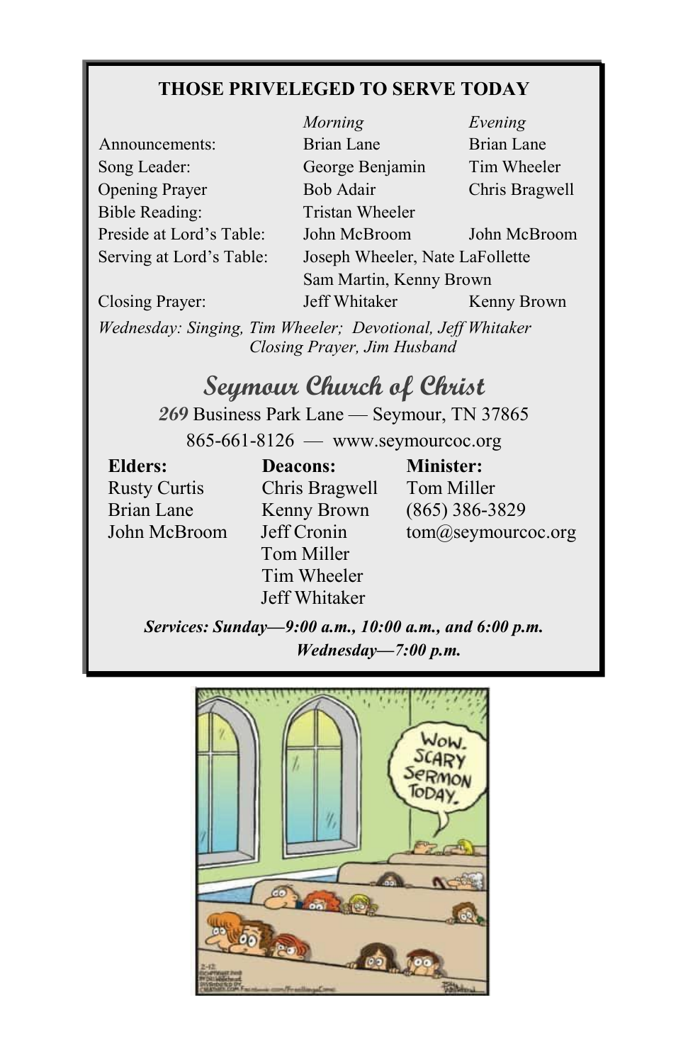## THOSE PRIVELEGED TO SERVE TODAY

| | *Morning* | *Evening* |
|---|---|---|
| Announcements: | Brian Lane | Brian Lane |
| Song Leader: | George Benjamin | Tim Wheeler |
| Opening Prayer | Bob Adair | Chris Bragwell |
| Bible Reading: | Tristan Wheeler | |
| Preside at Lord's Table: | John McBroom | John McBroom |
| Serving at Lord's Table: | Joseph Wheeler, Nate LaFollette Sam Martin, Kenny Brown | |
| Closing Prayer: | Jeff Whitaker | Kenny Brown |

*Wednesday: Singing, Tim Wheeler; Devotional, Jeff Whitaker Closing Prayer, Jim Husband*

## Seymour Church of Christ

*269* Business Park Lane — Seymour, TN 37865

865-661-8126 — www.seymourcoc.org

| **Elders:** | **Deacons:** | **Minister:** |
|---|---|---|
| Rusty Curtis | Chris Bragwell | Tom Miller |
| Brian Lane | Kenny Brown | (865) 386-3829 |
| John McBroom | Jeff Cronin | tom@seymourcoc.org |
| | Tom Miller | |
| | Tim Wheeler | |
| | Jeff Whitaker | |

***Services: Sunday—9:00 a.m., 10:00 a.m., and 6:00 p.m. Wednesday—7:00 p.m.***